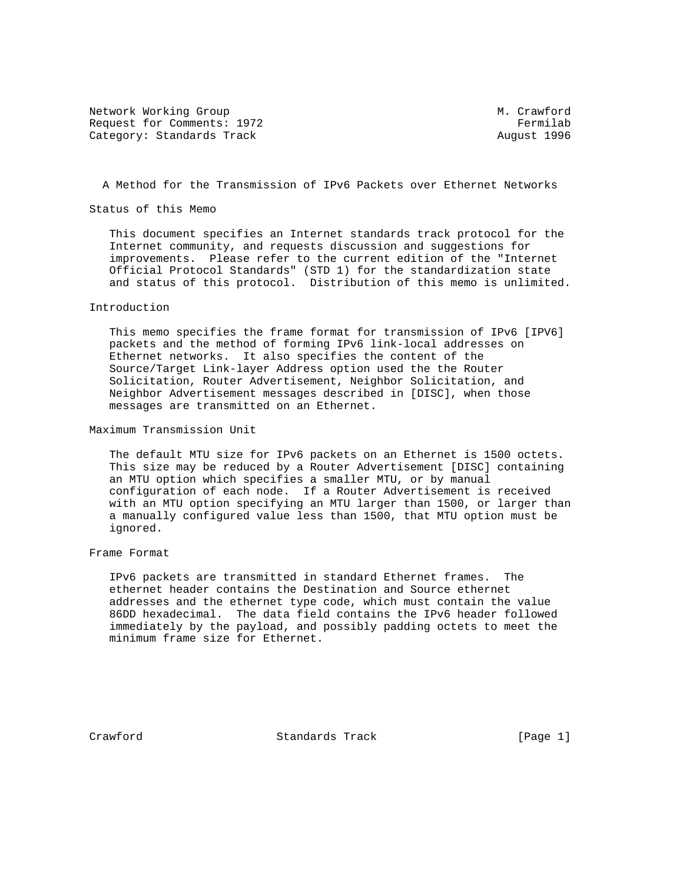Network Working Group M. Crawford
Request for Comments: 1972 Fermilab
Category: Standards Track August 1996

# A Method for the Transmission of IPv6 Packets over Ethernet Networks

## Status of this Memo

This document specifies an Internet standards track protocol for the Internet community, and requests discussion and suggestions for improvements. Please refer to the current edition of the "Internet Official Protocol Standards" (STD 1) for the standardization state and status of this protocol. Distribution of this memo is unlimited.

## Introduction

This memo specifies the frame format for transmission of IPv6 [IPV6] packets and the method of forming IPv6 link-local addresses on Ethernet networks. It also specifies the content of the Source/Target Link-layer Address option used the the Router Solicitation, Router Advertisement, Neighbor Solicitation, and Neighbor Advertisement messages described in [DISC], when those messages are transmitted on an Ethernet.

## Maximum Transmission Unit

The default MTU size for IPv6 packets on an Ethernet is 1500 octets. This size may be reduced by a Router Advertisement [DISC] containing an MTU option which specifies a smaller MTU, or by manual configuration of each node. If a Router Advertisement is received with an MTU option specifying an MTU larger than 1500, or larger than a manually configured value less than 1500, that MTU option must be ignored.

## Frame Format

IPv6 packets are transmitted in standard Ethernet frames. The ethernet header contains the Destination and Source ethernet addresses and the ethernet type code, which must contain the value 86DD hexadecimal. The data field contains the IPv6 header followed immediately by the payload, and possibly padding octets to meet the minimum frame size for Ethernet.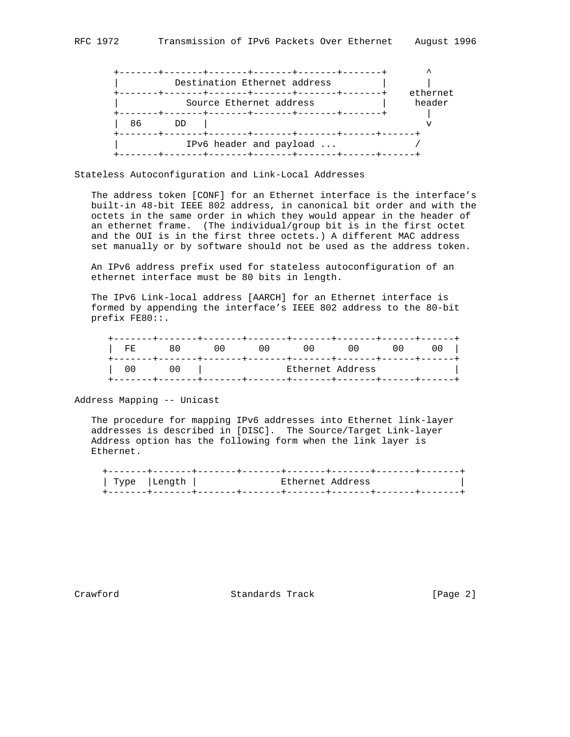```
   +-------+-------+-------+-------+-------+-------+       ^
   |          Destination Ethernet address         |       |
   +-------+-------+-------+-------+-------+-------+    ethernet
   |            Source Ethernet address            |     header
   +-------+-------+-------+-------+-------+-------+       |
   |  86      DD   |                                       v
   +-------+-------+-------+-------+-------+------+------+
   |            IPv6 header and payload ...              /
   +-------+-------+-------+-------+-------+------+------+
```

## Stateless Autoconfiguration and Link-Local Addresses

The address token [CONF] for an Ethernet interface is the interface's built-in 48-bit IEEE 802 address, in canonical bit order and with the octets in the same order in which they would appear in the header of an ethernet frame. (The individual/group bit is in the first octet and the OUI is in the first three octets.) A different MAC address set manually or by software should not be used as the address token.

An IPv6 address prefix used for stateless autoconfiguration of an ethernet interface must be 80 bits in length.

The IPv6 Link-local address [AARCH] for an Ethernet interface is formed by appending the interface's IEEE 802 address to the 80-bit prefix FE80::.

```
   +-------+-------+-------+-------+-------+-------+------+------+
   |  FE      80      00      00      00      00      00     00  |
   +-------+-------+-------+-------+-------+-------+------+------+
   |  00      00   |                Ethernet Address              |
   +-------+-------+-------+-------+-------+-------+------+------+
```

## Address Mapping -- Unicast

The procedure for mapping IPv6 addresses into Ethernet link-layer addresses is described in [DISC]. The Source/Target Link-layer Address option has the following form when the link layer is Ethernet.

```
   +-------+-------+-------+-------+-------+-------+-------+-------+
   | Type  |Length |              Ethernet Address                 |
   +-------+-------+-------+-------+-------+-------+-------+-------+
```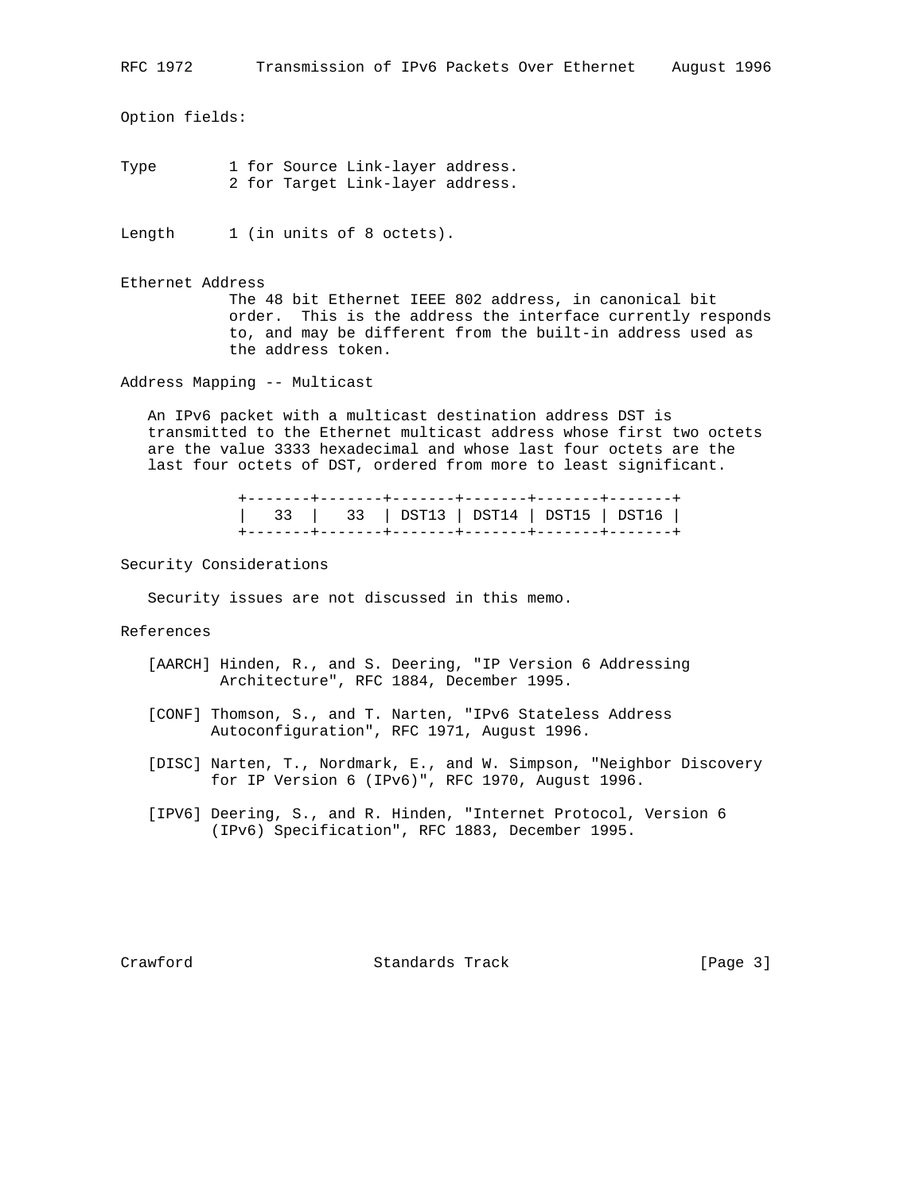Option fields:

Type        1 for Source Link-layer address.
            2 for Target Link-layer address.

Length      1 (in units of 8 octets).

Ethernet Address
            The 48 bit Ethernet IEEE 802 address, in canonical bit order. This is the address the interface currently responds to, and may be different from the built-in address used as the address token.

## Address Mapping -- Multicast

An IPv6 packet with a multicast destination address DST is transmitted to the Ethernet multicast address whose first two octets are the value 3333 hexadecimal and whose last four octets are the last four octets of DST, ordered from more to least significant.

```
+-------+-------+-------+-------+-------+-------+
|   33  |   33  | DST13 | DST14 | DST15 | DST16 |
+-------+-------+-------+-------+-------+-------+
```

## Security Considerations

Security issues are not discussed in this memo.

## References

[AARCH] Hinden, R., and S. Deering, "IP Version 6 Addressing Architecture", RFC 1884, December 1995.

[CONF] Thomson, S., and T. Narten, "IPv6 Stateless Address Autoconfiguration", RFC 1971, August 1996.

[DISC] Narten, T., Nordmark, E., and W. Simpson, "Neighbor Discovery for IP Version 6 (IPv6)", RFC 1970, August 1996.

[IPV6] Deering, S., and R. Hinden, "Internet Protocol, Version 6 (IPv6) Specification", RFC 1883, December 1995.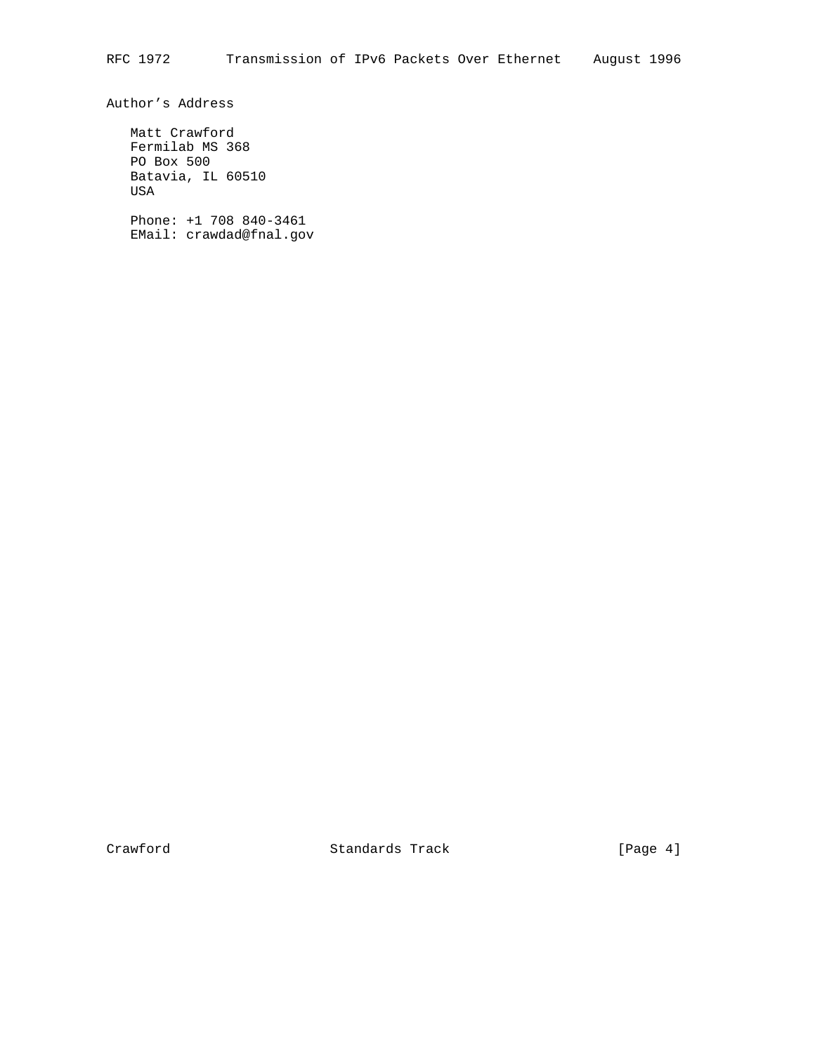## Author's Address

Matt Crawford
Fermilab MS 368
PO Box 500
Batavia, IL 60510
USA

Phone: +1 708 840-3461
EMail: crawdad@fnal.gov